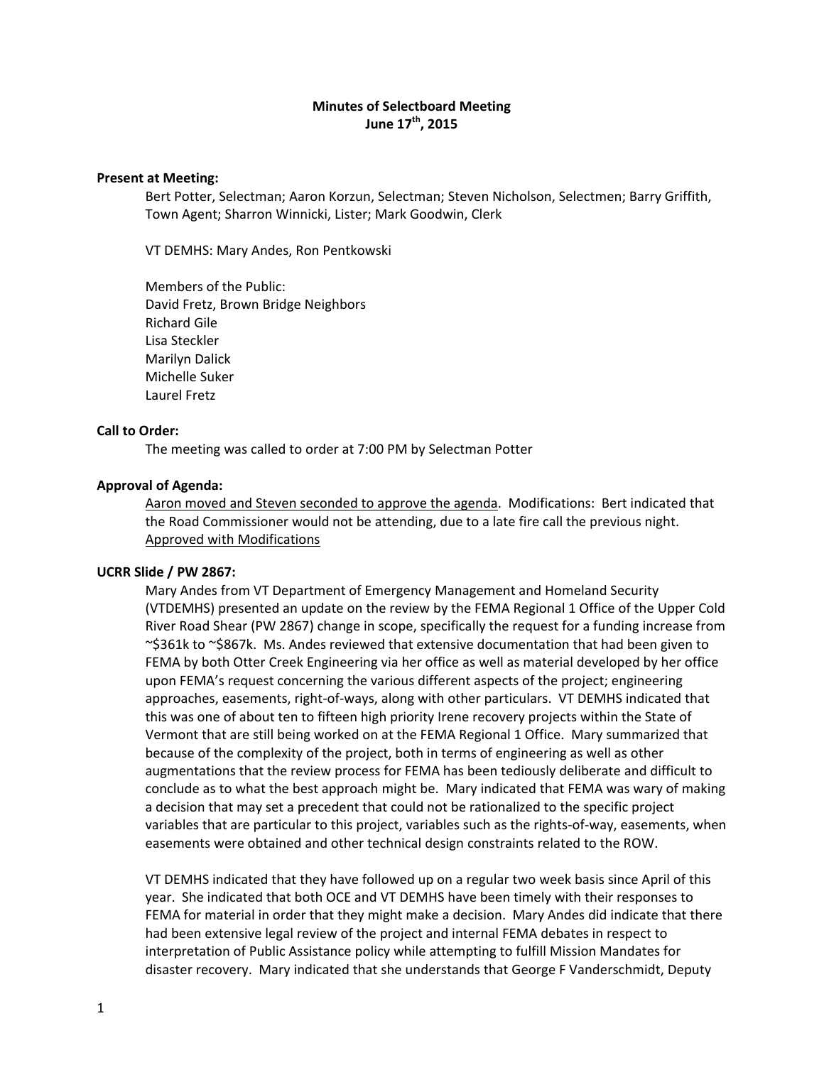**Minutes of Selectboard Meeting**
**June 17th, 2015**

**Present at Meeting:**

Bert Potter, Selectman; Aaron Korzun, Selectman; Steven Nicholson, Selectmen; Barry Griffith, Town Agent; Sharron Winnicki, Lister; Mark Goodwin, Clerk

VT DEMHS: Mary Andes, Ron Pentkowski

Members of the Public:
David Fretz, Brown Bridge Neighbors
Richard Gile
Lisa Steckler
Marilyn Dalick
Michelle Suker
Laurel Fretz

**Call to Order:**

The meeting was called to order at 7:00 PM by Selectman Potter

**Approval of Agenda:**

Aaron moved and Steven seconded to approve the agenda. Modifications: Bert indicated that the Road Commissioner would not be attending, due to a late fire call the previous night. Approved with Modifications

**UCRR Slide / PW 2867:**

Mary Andes from VT Department of Emergency Management and Homeland Security (VTDEMHS) presented an update on the review by the FEMA Regional 1 Office of the Upper Cold River Road Shear (PW 2867) change in scope, specifically the request for a funding increase from ~$361k to ~$867k. Ms. Andes reviewed that extensive documentation that had been given to FEMA by both Otter Creek Engineering via her office as well as material developed by her office upon FEMA's request concerning the various different aspects of the project; engineering approaches, easements, right-of-ways, along with other particulars. VT DEMHS indicated that this was one of about ten to fifteen high priority Irene recovery projects within the State of Vermont that are still being worked on at the FEMA Regional 1 Office. Mary summarized that because of the complexity of the project, both in terms of engineering as well as other augmentations that the review process for FEMA has been tediously deliberate and difficult to conclude as to what the best approach might be. Mary indicated that FEMA was wary of making a decision that may set a precedent that could not be rationalized to the specific project variables that are particular to this project, variables such as the rights-of-way, easements, when easements were obtained and other technical design constraints related to the ROW.

VT DEMHS indicated that they have followed up on a regular two week basis since April of this year. She indicated that both OCE and VT DEMHS have been timely with their responses to FEMA for material in order that they might make a decision. Mary Andes did indicate that there had been extensive legal review of the project and internal FEMA debates in respect to interpretation of Public Assistance policy while attempting to fulfill Mission Mandates for disaster recovery. Mary indicated that she understands that George F Vanderschmidt, Deputy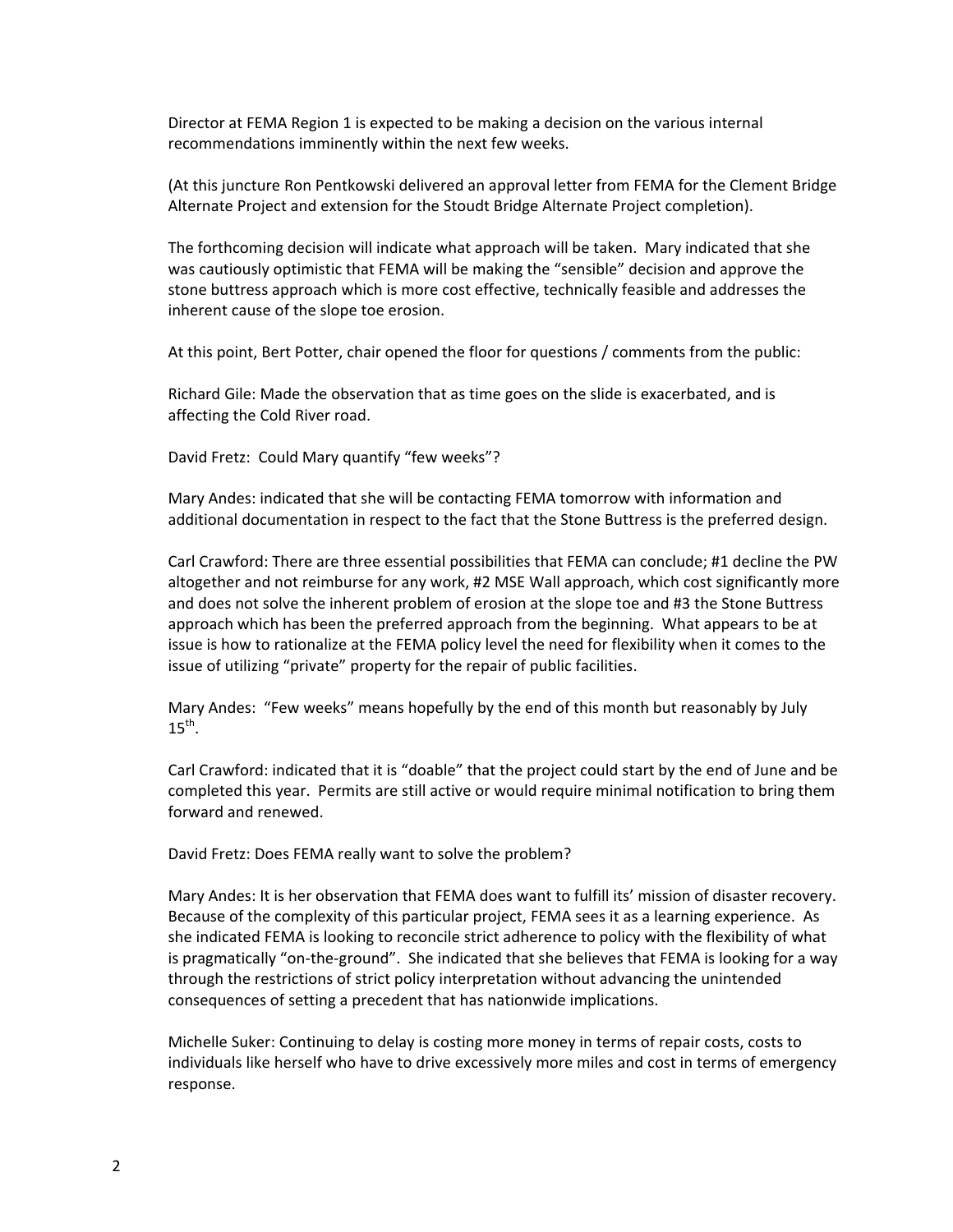Director at FEMA Region 1 is expected to be making a decision on the various internal recommendations imminently within the next few weeks.

(At this juncture Ron Pentkowski delivered an approval letter from FEMA for the Clement Bridge Alternate Project and extension for the Stoudt Bridge Alternate Project completion).

The forthcoming decision will indicate what approach will be taken. Mary indicated that she was cautiously optimistic that FEMA will be making the "sensible" decision and approve the stone buttress approach which is more cost effective, technically feasible and addresses the inherent cause of the slope toe erosion.

At this point, Bert Potter, chair opened the floor for questions / comments from the public:

Richard Gile: Made the observation that as time goes on the slide is exacerbated, and is affecting the Cold River road.

David Fretz: Could Mary quantify "few weeks"?

Mary Andes: indicated that she will be contacting FEMA tomorrow with information and additional documentation in respect to the fact that the Stone Buttress is the preferred design.

Carl Crawford: There are three essential possibilities that FEMA can conclude; #1 decline the PW altogether and not reimburse for any work, #2 MSE Wall approach, which cost significantly more and does not solve the inherent problem of erosion at the slope toe and #3 the Stone Buttress approach which has been the preferred approach from the beginning. What appears to be at issue is how to rationalize at the FEMA policy level the need for flexibility when it comes to the issue of utilizing "private" property for the repair of public facilities.

Mary Andes: "Few weeks" means hopefully by the end of this month but reasonably by July 15th.

Carl Crawford: indicated that it is "doable" that the project could start by the end of June and be completed this year. Permits are still active or would require minimal notification to bring them forward and renewed.

David Fretz: Does FEMA really want to solve the problem?

Mary Andes: It is her observation that FEMA does want to fulfill its' mission of disaster recovery. Because of the complexity of this particular project, FEMA sees it as a learning experience. As she indicated FEMA is looking to reconcile strict adherence to policy with the flexibility of what is pragmatically "on-the-ground". She indicated that she believes that FEMA is looking for a way through the restrictions of strict policy interpretation without advancing the unintended consequences of setting a precedent that has nationwide implications.

Michelle Suker: Continuing to delay is costing more money in terms of repair costs, costs to individuals like herself who have to drive excessively more miles and cost in terms of emergency response.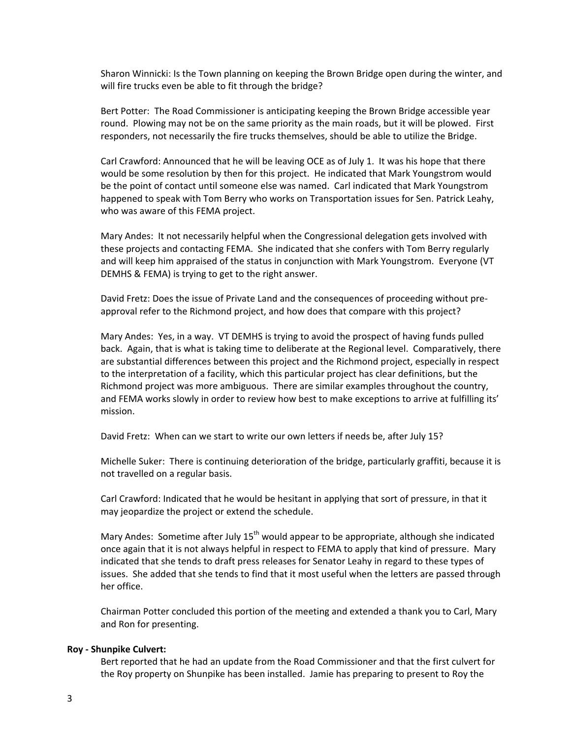Sharon Winnicki: Is the Town planning on keeping the Brown Bridge open during the winter, and will fire trucks even be able to fit through the bridge?

Bert Potter: The Road Commissioner is anticipating keeping the Brown Bridge accessible year round. Plowing may not be on the same priority as the main roads, but it will be plowed. First responders, not necessarily the fire trucks themselves, should be able to utilize the Bridge.

Carl Crawford: Announced that he will be leaving OCE as of July 1. It was his hope that there would be some resolution by then for this project. He indicated that Mark Youngstrom would be the point of contact until someone else was named. Carl indicated that Mark Youngstrom happened to speak with Tom Berry who works on Transportation issues for Sen. Patrick Leahy, who was aware of this FEMA project.

Mary Andes: It not necessarily helpful when the Congressional delegation gets involved with these projects and contacting FEMA. She indicated that she confers with Tom Berry regularly and will keep him appraised of the status in conjunction with Mark Youngstrom. Everyone (VT DEMHS & FEMA) is trying to get to the right answer.

David Fretz: Does the issue of Private Land and the consequences of proceeding without pre-approval refer to the Richmond project, and how does that compare with this project?

Mary Andes: Yes, in a way. VT DEMHS is trying to avoid the prospect of having funds pulled back. Again, that is what is taking time to deliberate at the Regional level. Comparatively, there are substantial differences between this project and the Richmond project, especially in respect to the interpretation of a facility, which this particular project has clear definitions, but the Richmond project was more ambiguous. There are similar examples throughout the country, and FEMA works slowly in order to review how best to make exceptions to arrive at fulfilling its' mission.

David Fretz: When can we start to write our own letters if needs be, after July 15?

Michelle Suker: There is continuing deterioration of the bridge, particularly graffiti, because it is not travelled on a regular basis.

Carl Crawford: Indicated that he would be hesitant in applying that sort of pressure, in that it may jeopardize the project or extend the schedule.

Mary Andes: Sometime after July 15th would appear to be appropriate, although she indicated once again that it is not always helpful in respect to FEMA to apply that kind of pressure. Mary indicated that she tends to draft press releases for Senator Leahy in regard to these types of issues. She added that she tends to find that it most useful when the letters are passed through her office.

Chairman Potter concluded this portion of the meeting and extended a thank you to Carl, Mary and Ron for presenting.

**Roy - Shunpike Culvert:**

Bert reported that he had an update from the Road Commissioner and that the first culvert for the Roy property on Shunpike has been installed. Jamie has preparing to present to Roy the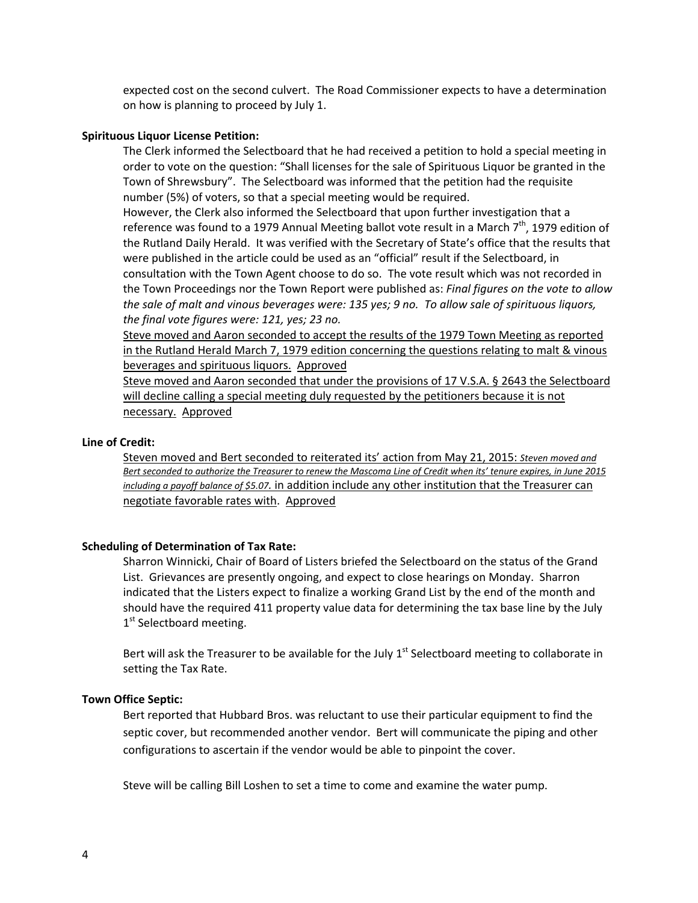expected cost on the second culvert. The Road Commissioner expects to have a determination on how is planning to proceed by July 1.

**Spirituous Liquor License Petition:**

The Clerk informed the Selectboard that he had received a petition to hold a special meeting in order to vote on the question: "Shall licenses for the sale of Spirituous Liquor be granted in the Town of Shrewsbury". The Selectboard was informed that the petition had the requisite number (5%) of voters, so that a special meeting would be required.

However, the Clerk also informed the Selectboard that upon further investigation that a reference was found to a 1979 Annual Meeting ballot vote result in a March 7th, 1979 edition of the Rutland Daily Herald. It was verified with the Secretary of State's office that the results that were published in the article could be used as an "official" result if the Selectboard, in consultation with the Town Agent choose to do so. The vote result which was not recorded in the Town Proceedings nor the Town Report were published as: *Final figures on the vote to allow the sale of malt and vinous beverages were: 135 yes; 9 no. To allow sale of spirituous liquors, the final vote figures were: 121, yes; 23 no.*

<u>Steve moved and Aaron seconded to accept the results of the 1979 Town Meeting as reported in the Rutland Herald March 7, 1979 edition concerning the questions relating to malt & vinous beverages and spirituous liquors. Approved</u>

<u>Steve moved and Aaron seconded that under the provisions of 17 V.S.A. § 2643 the Selectboard will decline calling a special meeting duly requested by the petitioners because it is not necessary. Approved</u>

**Line of Credit:**

<u>Steven moved and Bert seconded to reiterated its' action from May 21, 2015: *Steven moved and Bert seconded to authorize the Treasurer to renew the Mascoma Line of Credit when its' tenure expires, in June 2015 including a payoff balance of $5.07.* in addition include any other institution that the Treasurer can negotiate favorable rates with. Approved</u>

**Scheduling of Determination of Tax Rate:**

Sharron Winnicki, Chair of Board of Listers briefed the Selectboard on the status of the Grand List. Grievances are presently ongoing, and expect to close hearings on Monday. Sharron indicated that the Listers expect to finalize a working Grand List by the end of the month and should have the required 411 property value data for determining the tax base line by the July 1st Selectboard meeting.

Bert will ask the Treasurer to be available for the July 1st Selectboard meeting to collaborate in setting the Tax Rate.

**Town Office Septic:**

Bert reported that Hubbard Bros. was reluctant to use their particular equipment to find the septic cover, but recommended another vendor. Bert will communicate the piping and other configurations to ascertain if the vendor would be able to pinpoint the cover.

Steve will be calling Bill Loshen to set a time to come and examine the water pump.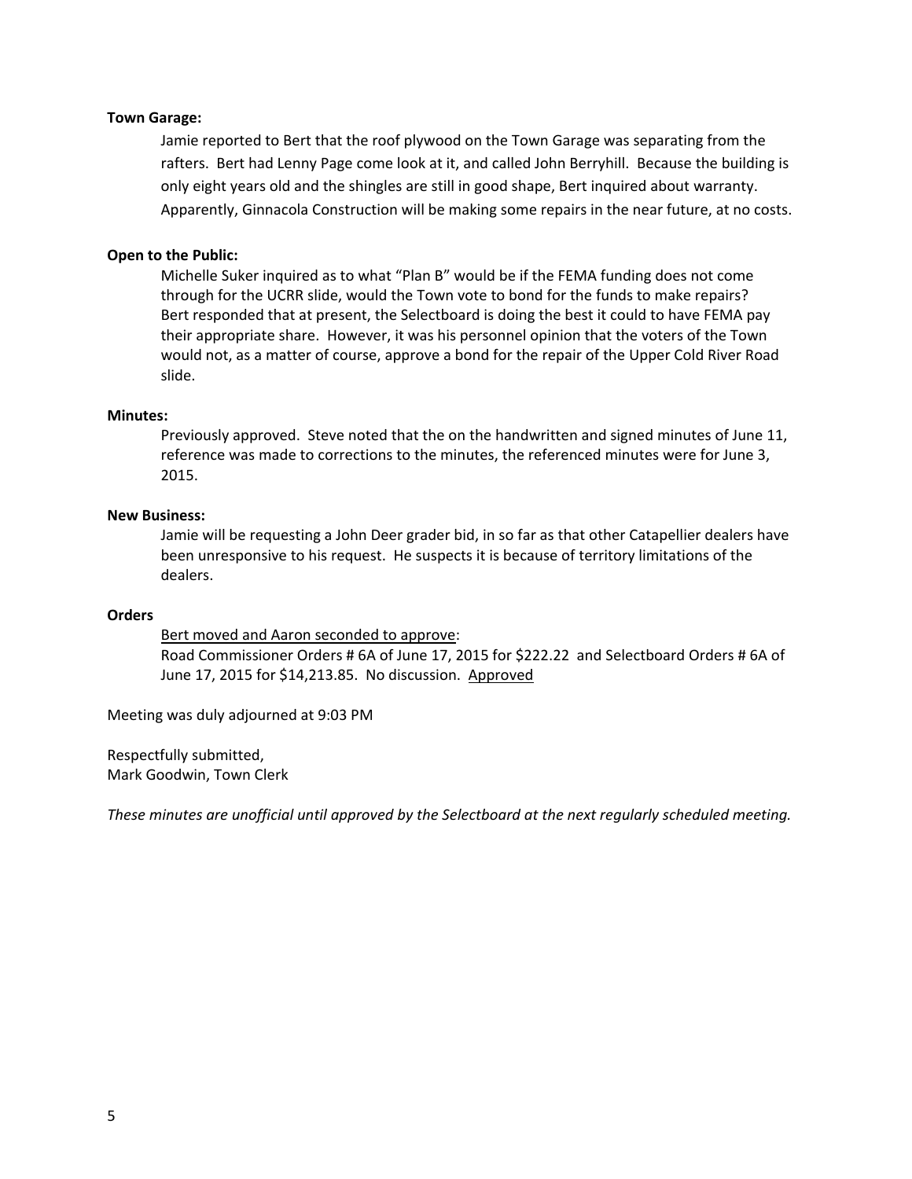**Town Garage:**

Jamie reported to Bert that the roof plywood on the Town Garage was separating from the rafters. Bert had Lenny Page come look at it, and called John Berryhill. Because the building is only eight years old and the shingles are still in good shape, Bert inquired about warranty. Apparently, Ginnacola Construction will be making some repairs in the near future, at no costs.

**Open to the Public:**

Michelle Suker inquired as to what "Plan B" would be if the FEMA funding does not come through for the UCRR slide, would the Town vote to bond for the funds to make repairs? Bert responded that at present, the Selectboard is doing the best it could to have FEMA pay their appropriate share. However, it was his personnel opinion that the voters of the Town would not, as a matter of course, approve a bond for the repair of the Upper Cold River Road slide.

**Minutes:**

Previously approved. Steve noted that the on the handwritten and signed minutes of June 11, reference was made to corrections to the minutes, the referenced minutes were for June 3, 2015.

**New Business:**

Jamie will be requesting a John Deer grader bid, in so far as that other Catapellier dealers have been unresponsive to his request. He suspects it is because of territory limitations of the dealers.

**Orders**

<u>Bert moved and Aaron seconded to approve</u>:
Road Commissioner Orders # 6A of June 17, 2015 for $222.22 and Selectboard Orders # 6A of June 17, 2015 for $14,213.85. No discussion. <u>Approved</u>

Meeting was duly adjourned at 9:03 PM

Respectfully submitted,
Mark Goodwin, Town Clerk

*These minutes are unofficial until approved by the Selectboard at the next regularly scheduled meeting.*